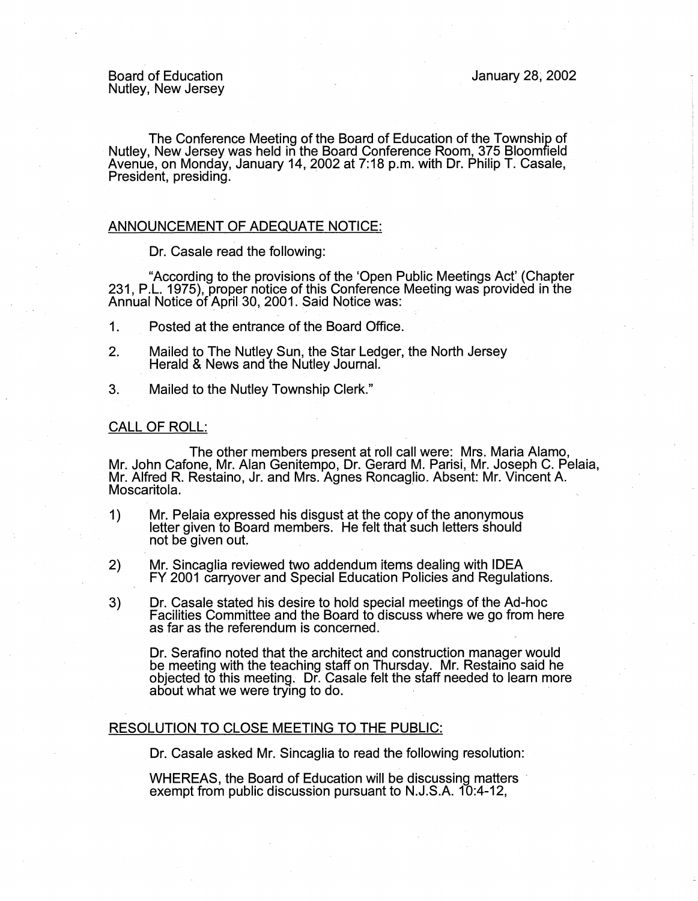Board of Education
Nutley, New Jersey

January 28, 2002

The Conference Meeting of the Board of Education of the Township of Nutley, New Jersey was held in the Board Conference Room, 375 Bloomfield Avenue, on Monday, January 14, 2002 at 7:18 p.m. with Dr. Philip T. Casale, President, presiding.

## ANNOUNCEMENT OF ADEQUATE NOTICE:

Dr. Casale read the following:

"According to the provisions of the 'Open Public Meetings Act' (Chapter 231, P.L. 1975), proper notice of this Conference Meeting was provided in the Annual Notice of April 30, 2001. Said Notice was:

1. Posted at the entrance of the Board Office.
2. Mailed to The Nutley Sun, the Star Ledger, the North Jersey Herald & News and the Nutley Journal.
3. Mailed to the Nutley Township Clerk."

## CALL OF ROLL:

The other members present at roll call were: Mrs. Maria Alamo, Mr. John Cafone, Mr. Alan Genitempo, Dr. Gerard M. Parisi, Mr. Joseph C. Pelaia, Mr. Alfred R. Restaino, Jr. and Mrs. Agnes Roncaglio. Absent: Mr. Vincent A. Moscaritola.

1) Mr. Pelaia expressed his disgust at the copy of the anonymous letter given to Board members. He felt that such letters should not be given out.

2) Mr. Sincaglia reviewed two addendum items dealing with IDEA FY 2001 carryover and Special Education Policies and Regulations.

3) Dr. Casale stated his desire to hold special meetings of the Ad-hoc Facilities Committee and the Board to discuss where we go from here as far as the referendum is concerned.

   Dr. Serafino noted that the architect and construction manager would be meeting with the teaching staff on Thursday. Mr. Restaino said he objected to this meeting. Dr. Casale felt the staff needed to learn more about what we were trying to do.

## RESOLUTION TO CLOSE MEETING TO THE PUBLIC:

Dr. Casale asked Mr. Sincaglia to read the following resolution:

WHEREAS, the Board of Education will be discussing matters exempt from public discussion pursuant to N.J.S.A. 10:4-12,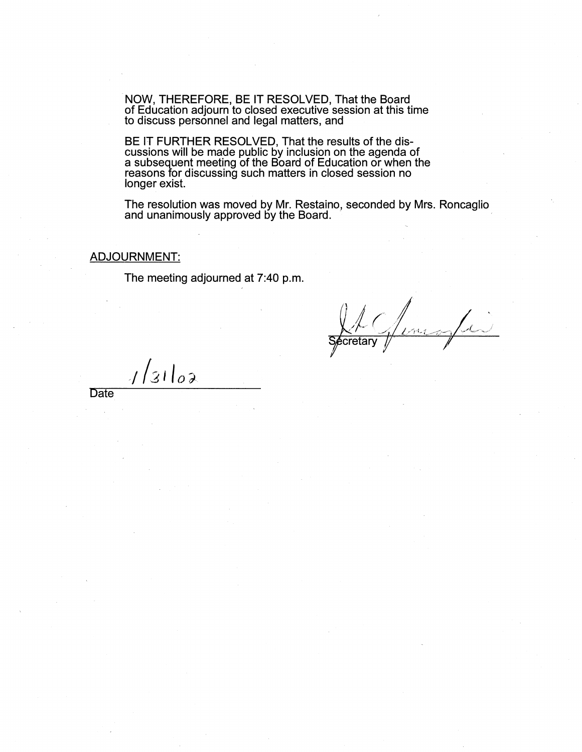NOW, THEREFORE, BE IT RESOLVED, That the Board of Education adjourn to closed executive session at this time to discuss personnel and legal matters, and

BE IT FURTHER RESOLVED, That the results of the discussions will be made public by inclusion on the agenda of a subsequent meeting of the Board of Education or when the reasons for discussing such matters in closed session no longer exist.

The resolution was moved by Mr. Restaino, seconded by Mrs. Roncaglio and unanimously approved by the Board.

ADJOURNMENT:

The meeting adjourned at 7:40 p.m.

Secretary

1/31/02

Date